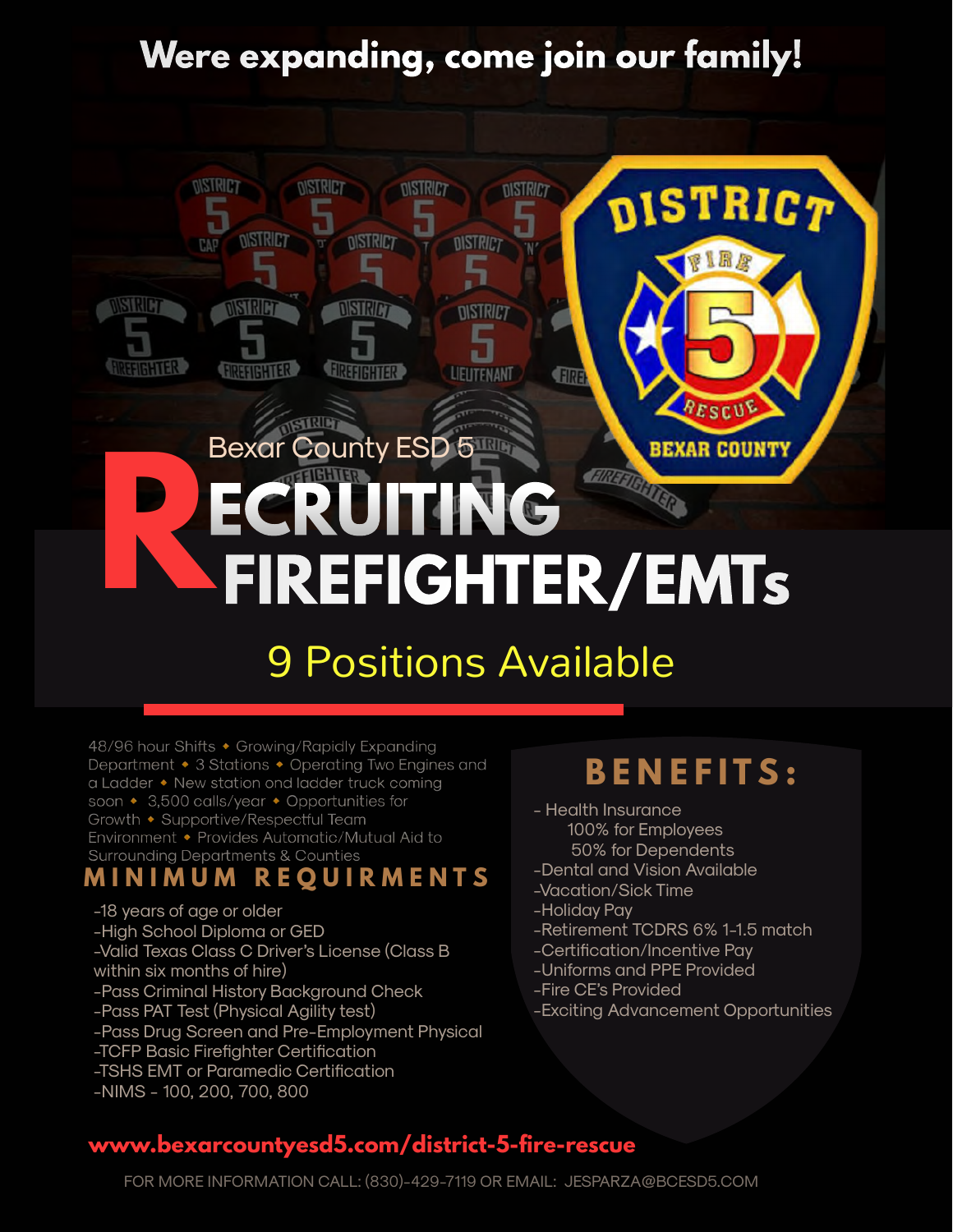# Were expanding, come join our family!

Bexar County ESD 5

# RECRUITING FIREFIGHTER/EMTs

## 9 Positions Available

48/96 hour Shifts • Growing/Rapidly Expanding Department • 3 Stations • Operating Two Engines and a Ladder • New station and ladder truck coming soon • 3,500 calls/year • Opportunities for Growth • Supportive/Respectful Team Environment • Provides Automatic/Mutual Aid to Surrounding Departments & Counties

## MINIMUM REQUIRMENTS

- 18 years of age or older
- High School Diploma or GED
- Valid Texas Class C Driver's License (Class B within six months of hire)
- Pass Criminal History Background Check
- Pass PAT Test (Physical Agility test)
- Pass Drug Screen and Pre-Employment Physical
- TCFP Basic Firefighter Certification
- TSHS EMT or Paramedic Certification
- NIMS - 100, 200, 700, 800

## BENEFITS:

- Health Insurance
  - 100% for Employees
  - 50% for Dependents
- Dental and Vision Available
- Vacation/Sick Time
- Holiday Pay
- Retirement TCDRS 6% 1-1.5 match
- Certification/Incentive Pay
- Uniforms and PPE Provided
- Fire CE's Provided
- Exciting Advancement Opportunities

**www.bexarcountyesd5.com/district-5-fire-rescue**

FOR MORE INFORMATION CALL: (830)-429-7119 OR EMAIL: JESPARZA@BCESD5.COM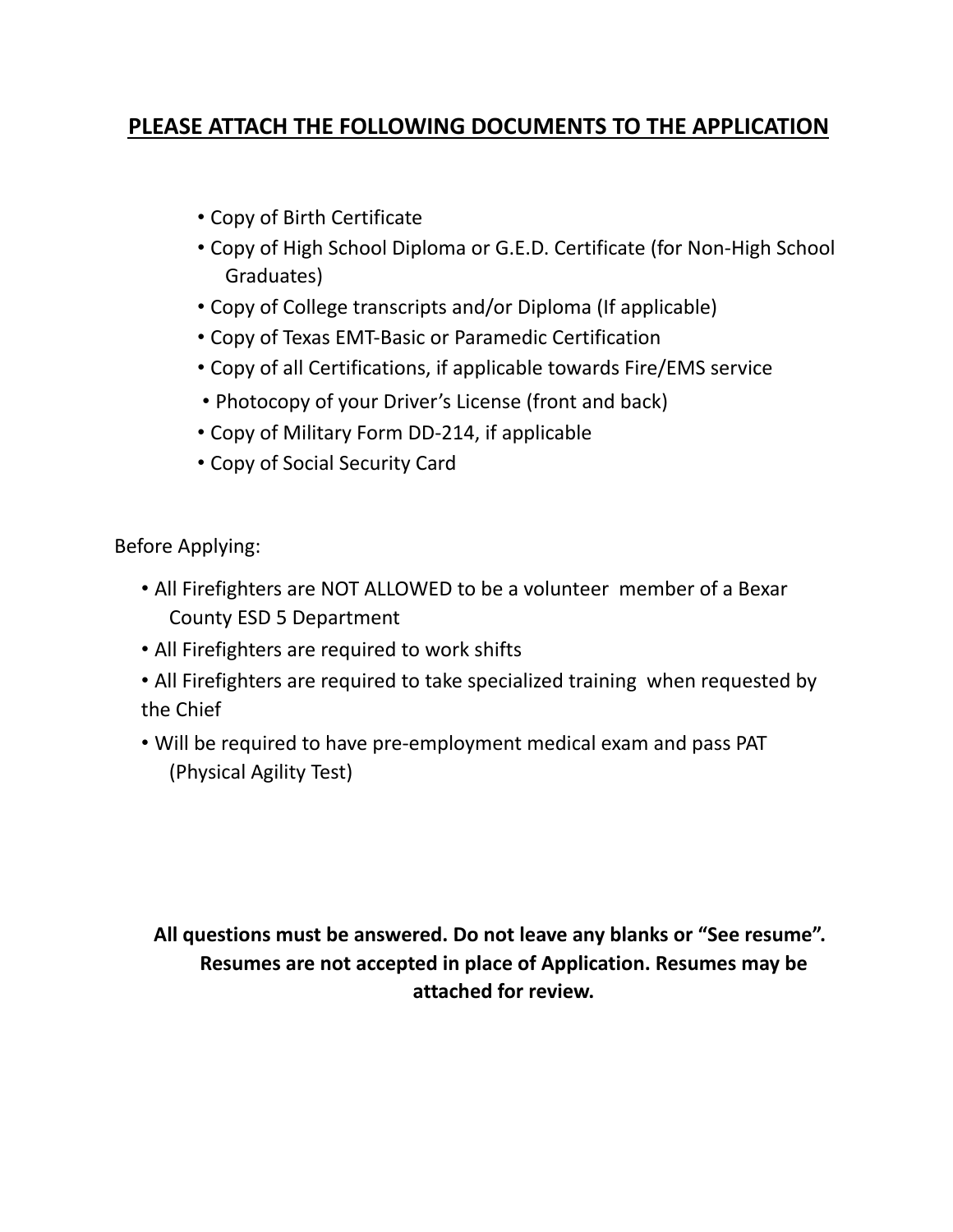## PLEASE ATTACH THE FOLLOWING DOCUMENTS TO THE APPLICATION

- Copy of Birth Certificate
- Copy of High School Diploma or G.E.D. Certificate (for Non-High School Graduates)
- Copy of College transcripts and/or Diploma (If applicable)
- Copy of Texas EMT-Basic or Paramedic Certification
- Copy of all Certifications, if applicable towards Fire/EMS service
- Photocopy of your Driver's License (front and back)
- Copy of Military Form DD-214, if applicable
- Copy of Social Security Card

Before Applying:

- All Firefighters are NOT ALLOWED to be a volunteer member of a Bexar County ESD 5 Department
- All Firefighters are required to work shifts
- All Firefighters are required to take specialized training when requested by the Chief
- Will be required to have pre-employment medical exam and pass PAT (Physical Agility Test)

**All questions must be answered. Do not leave any blanks or "See resume". Resumes are not accepted in place of Application. Resumes may be attached for review.**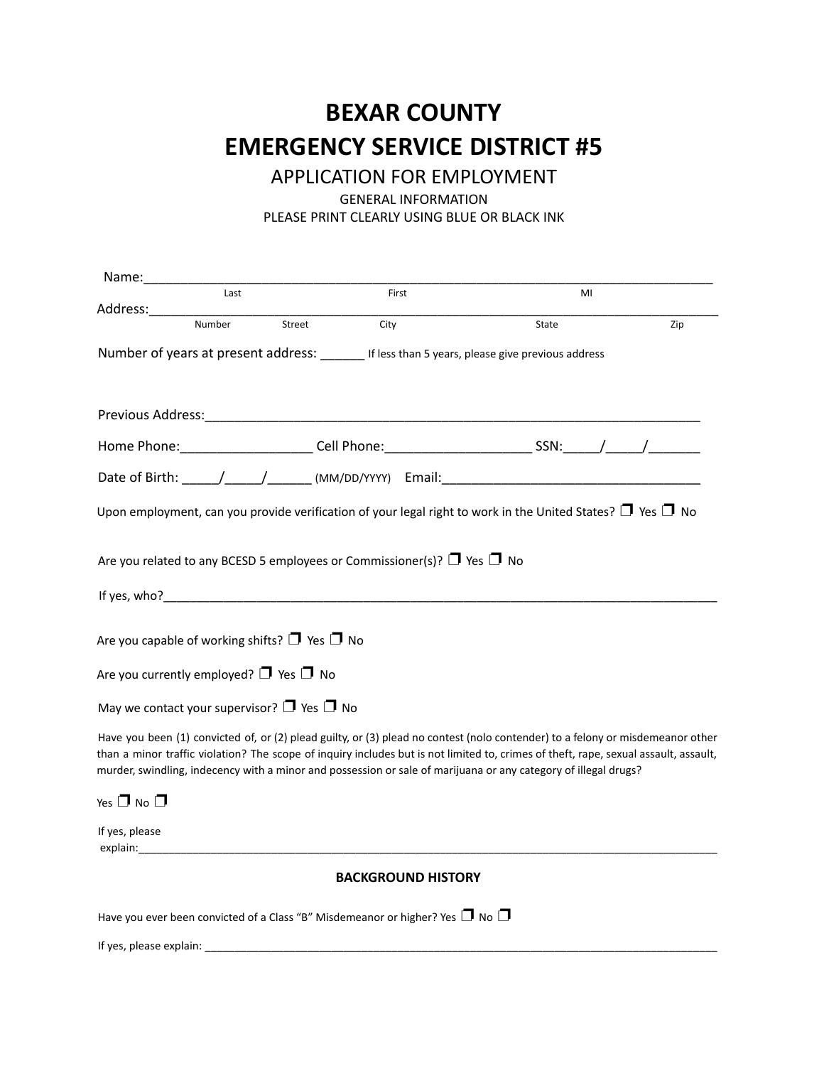# BEXAR COUNTY
# EMERGENCY SERVICE DISTRICT #5

## APPLICATION FOR EMPLOYMENT

GENERAL INFORMATION

PLEASE PRINT CLEARLY USING BLUE OR BLACK INK

Name:_______________________________________________________________________________
Last First MI

Address:_____________________________________________________________________________
Number Street City State Zip

Number of years at present address: ______ If less than 5 years, please give previous address

Previous Address:_______________________________________________________________________

Home Phone:_________________ Cell Phone:___________________ SSN:_____/_____/_______

Date of Birth: _____/_____/______ (MM/DD/YYYY) Email:___________________________________

Upon employment, can you provide verification of your legal right to work in the United States? ☐ Yes ☐ No

Are you related to any BCESD 5 employees or Commissioner(s)? ☐ Yes ☐ No

If yes, who?_________________________________________________________________________

Are you capable of working shifts? ☐ Yes ☐ No

Are you currently employed? ☐ Yes ☐ No

May we contact your supervisor? ☐ Yes ☐ No

Have you been (1) convicted of, or (2) plead guilty, or (3) plead no contest (nolo contender) to a felony or misdemeanor other than a minor traffic violation? The scope of inquiry includes but is not limited to, crimes of theft, rape, sexual assault, assault, murder, swindling, indecency with a minor and possession or sale of marijuana or any category of illegal drugs?

Yes ☐ No ☐

If yes, please explain:_______________________________________________________________________

### BACKGROUND HISTORY

Have you ever been convicted of a Class "B" Misdemeanor or higher? Yes ☐ No ☐

If yes, please explain: _______________________________________________________________________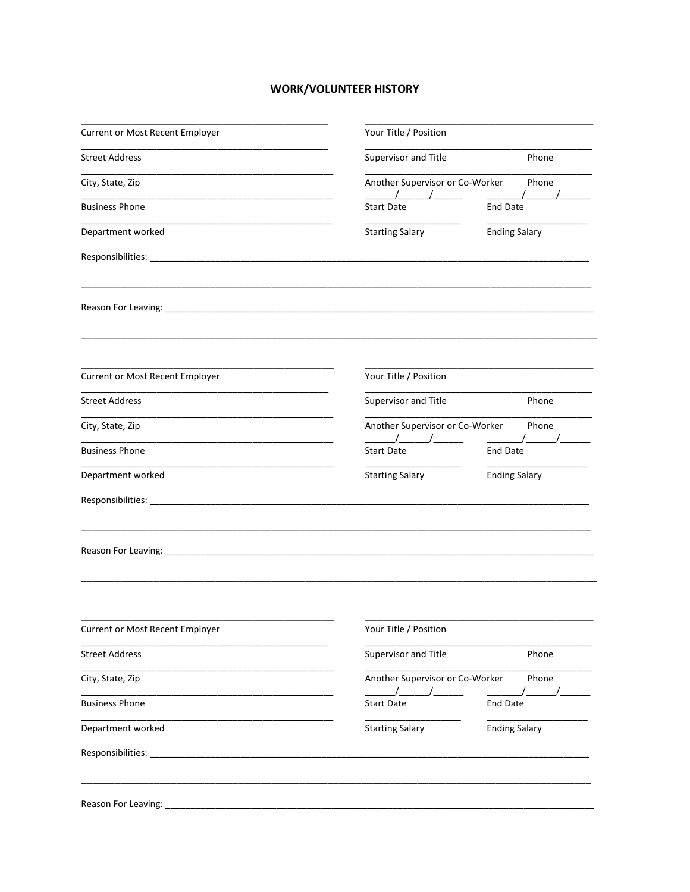# WORK/VOLUNTEER HISTORY

| | |
|---|---|
| ______________________________ | ______________________________ |
| Current or Most Recent Employer | Your Title / Position |
| ______________________________ | ______________________________ |
| Street Address | Supervisor and Title Phone |
| ______________________________ | ______________________________ |
| City, State, Zip | Another Supervisor or Co-Worker Phone |
| ______________________________ | ______/______/______ ______/______/______ |
| Business Phone | Start Date End Date |
| ______________________________ | ______________ ______________ |
| Department worked | Starting Salary Ending Salary |

Responsibilities: ______________________________________________________________

________________________________________________________________________________

Reason For Leaving: ____________________________________________________________

________________________________________________________________________________

| | |
|---|---|
| ______________________________ | ______________________________ |
| Current or Most Recent Employer | Your Title / Position |
| ______________________________ | ______________________________ |
| Street Address | Supervisor and Title Phone |
| ______________________________ | ______________________________ |
| City, State, Zip | Another Supervisor or Co-Worker Phone |
| ______________________________ | ______/______/______ ______/______/______ |
| Business Phone | Start Date End Date |
| ______________________________ | ______________ ______________ |
| Department worked | Starting Salary Ending Salary |

Responsibilities: ______________________________________________________________

________________________________________________________________________________

Reason For Leaving: ____________________________________________________________

________________________________________________________________________________

| | |
|---|---|
| ______________________________ | ______________________________ |
| Current or Most Recent Employer | Your Title / Position |
| ______________________________ | ______________________________ |
| Street Address | Supervisor and Title Phone |
| ______________________________ | ______________________________ |
| City, State, Zip | Another Supervisor or Co-Worker Phone |
| ______________________________ | ______/______/______ ______/______/______ |
| Business Phone | Start Date End Date |
| ______________________________ | ______________ ______________ |
| Department worked | Starting Salary Ending Salary |

Responsibilities: ______________________________________________________________

________________________________________________________________________________

Reason For Leaving: ____________________________________________________________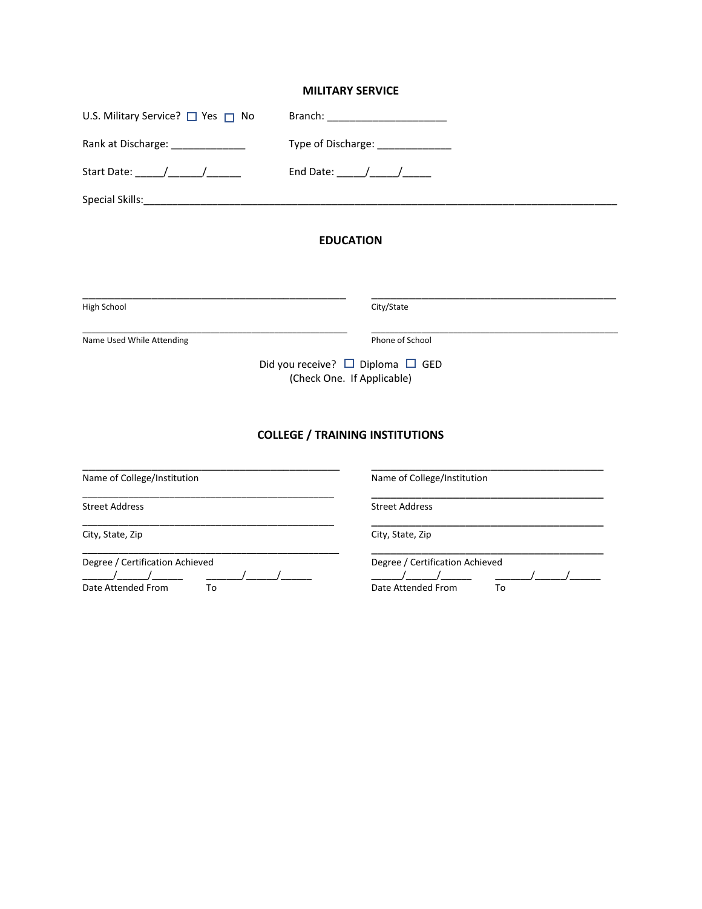## MILITARY SERVICE

U.S. Military Service? ☐ Yes ☐ No Branch: ____________________

Rank at Discharge: _____________ Type of Discharge: _____________

Start Date: _____/______/______ End Date: _____/_____/_____

Special Skills:___________________________________________________________________________________

## EDUCATION

_______________________________________________ _______________________________________________

High School City/State

_______________________________________________ _______________________________________________

Name Used While Attending Phone of School

Did you receive? ☐ Diploma ☐ GED
(Check One. If Applicable)

## COLLEGE / TRAINING INSTITUTIONS

_______________________________________________
Name of College/Institution

_______________________________________________
Street Address

_______________________________________________
City, State, Zip

_______________________________________________
Degree / Certification Achieved

______/______/______ _______/______/______
Date Attended From To

_______________________________________________
Name of College/Institution

_______________________________________________
Street Address

_______________________________________________
City, State, Zip

_______________________________________________
Degree / Certification Achieved

______/______/______ _______/______/______
Date Attended From To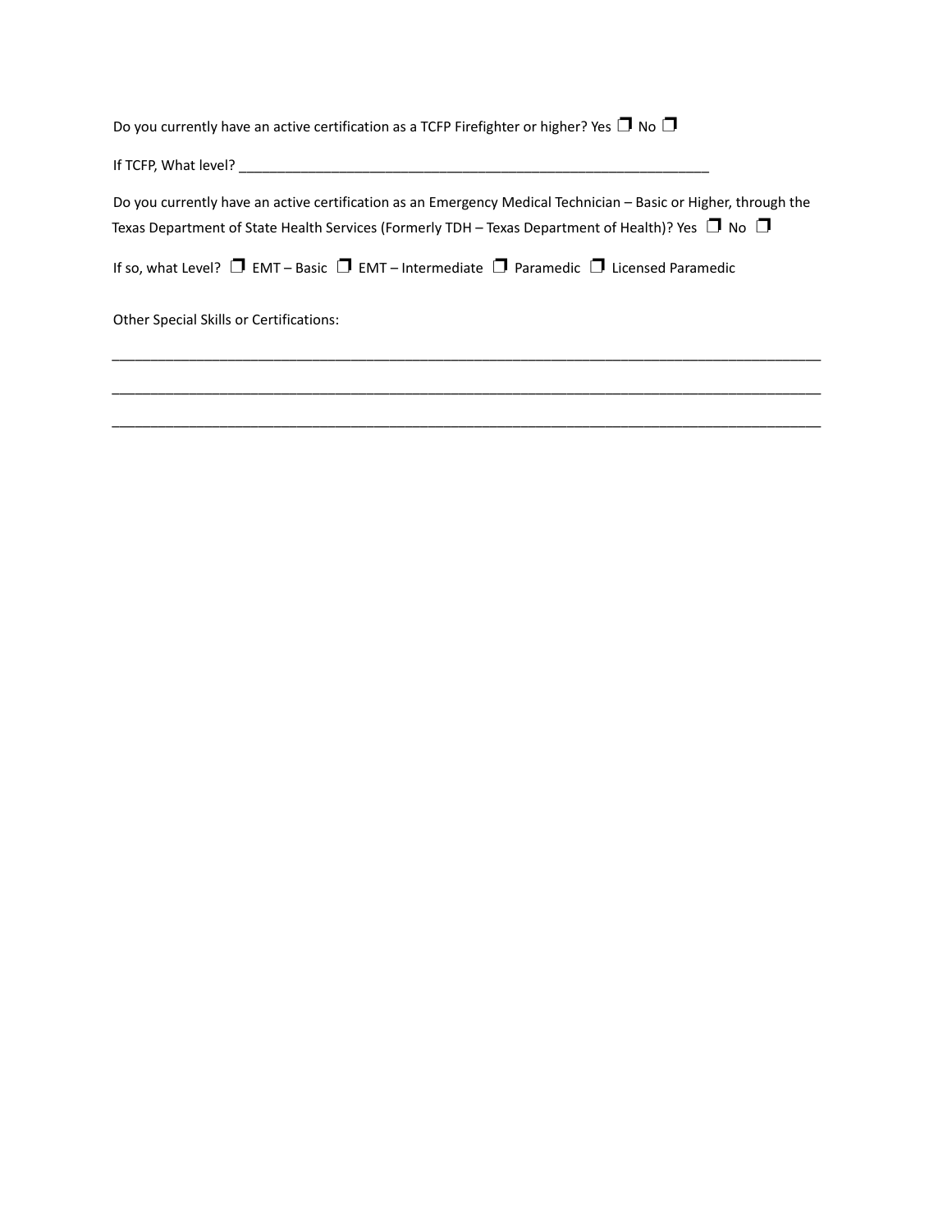Do you currently have an active certification as a TCFP Firefighter or higher? Yes ❒ No ❒

If TCFP, What level? _______________________________________________________________

Do you currently have an active certification as an Emergency Medical Technician – Basic or Higher, through the Texas Department of State Health Services (Formerly TDH – Texas Department of Health)? Yes ❒ No ❒

If so, what Level? ❒ EMT – Basic ❒ EMT – Intermediate ❒ Paramedic ❒ Licensed Paramedic

Other Special Skills or Certifications:

_____________________________________________________________________________________________

_____________________________________________________________________________________________

_____________________________________________________________________________________________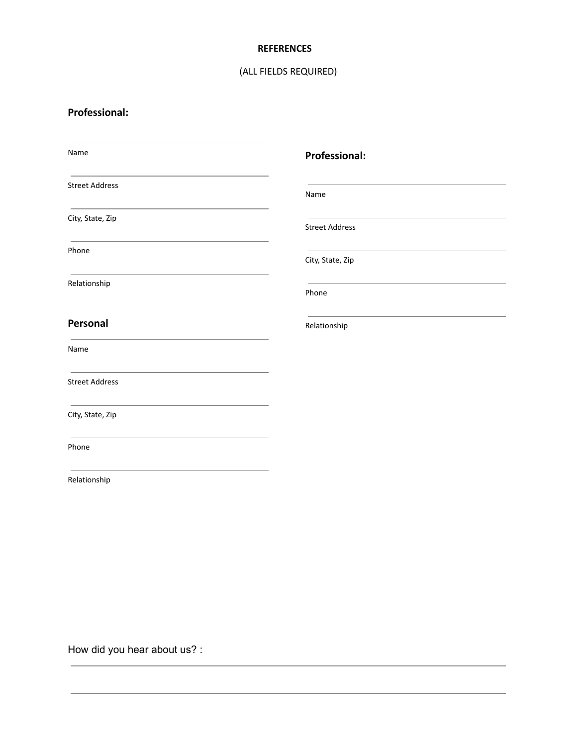**REFERENCES**

(ALL FIELDS REQUIRED)

**Professional:**

Name

Street Address

City, State, Zip

Phone

Relationship

**Personal**

Name

Street Address

City, State, Zip

Phone

Relationship

**Professional:**

Name

Street Address

City, State, Zip

Phone

Relationship

How did you hear about us? :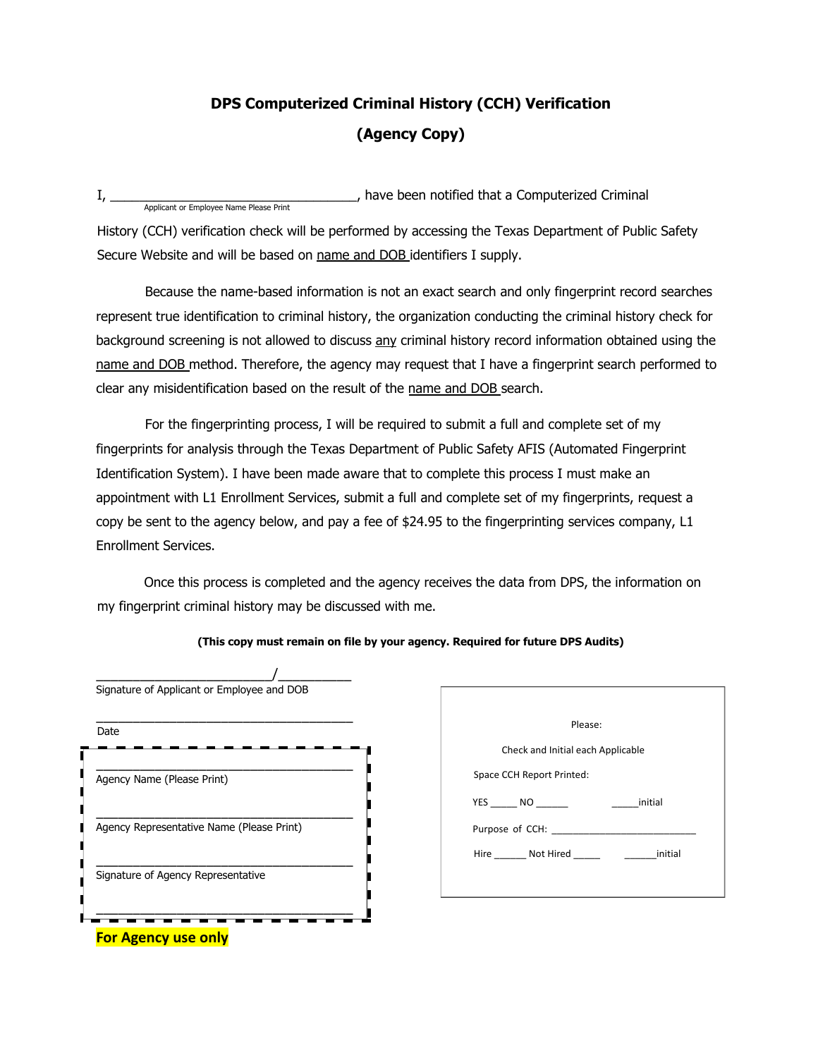# DPS Computerized Criminal History (CCH) Verification

## (Agency Copy)

I, ___________________________________, have been notified that a Computerized Criminal
Applicant or Employee Name Please Print

History (CCH) verification check will be performed by accessing the Texas Department of Public Safety Secure Website and will be based on name and DOB identifiers I supply.

Because the name-based information is not an exact search and only fingerprint record searches represent true identification to criminal history, the organization conducting the criminal history check for background screening is not allowed to discuss any criminal history record information obtained using the name and DOB method. Therefore, the agency may request that I have a fingerprint search performed to clear any misidentification based on the result of the name and DOB search.

For the fingerprinting process, I will be required to submit a full and complete set of my fingerprints for analysis through the Texas Department of Public Safety AFIS (Automated Fingerprint Identification System). I have been made aware that to complete this process I must make an appointment with L1 Enrollment Services, submit a full and complete set of my fingerprints, request a copy be sent to the agency below, and pay a fee of $24.95 to the fingerprinting services company, L1 Enrollment Services.

Once this process is completed and the agency receives the data from DPS, the information on my fingerprint criminal history may be discussed with me.

**(This copy must remain on file by your agency. Required for future DPS Audits)**

_________________________/__________
Signature of Applicant or Employee and DOB

______________________________________
Date

______________________________________
Agency Name (Please Print)

______________________________________
Agency Representative Name (Please Print)

______________________________________
Signature of Agency Representative

______________________________________

**For Agency use only**

Please:

Check and Initial each Applicable

Space CCH Report Printed:

YES _____ NO ______ _____initial

Purpose of CCH: ___________________________

Hire ______ Not Hired _____ ______initial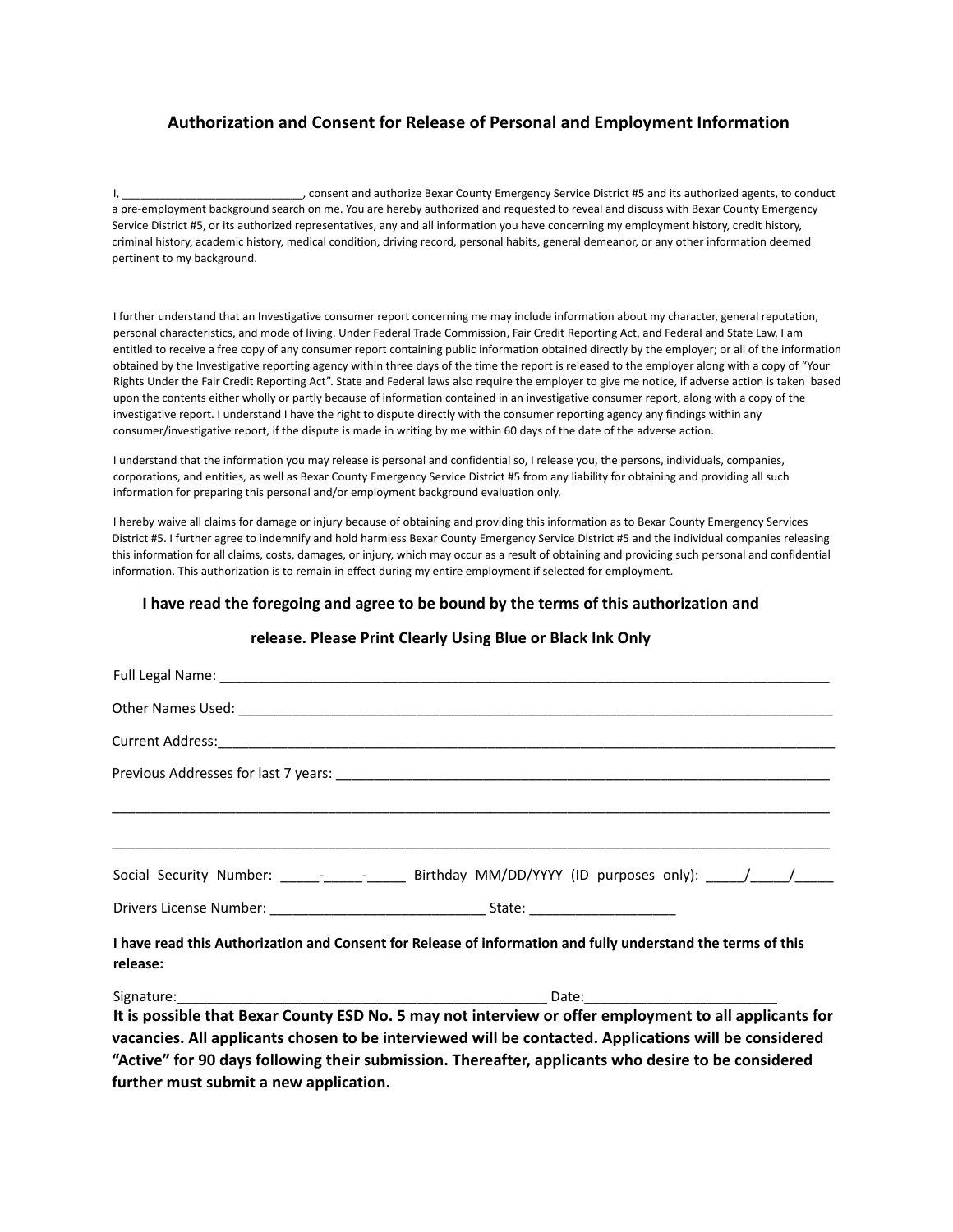## Authorization and Consent for Release of Personal and Employment Information

I, ____________________________, consent and authorize Bexar County Emergency Service District #5 and its authorized agents, to conduct a pre-employment background search on me. You are hereby authorized and requested to reveal and discuss with Bexar County Emergency Service District #5, or its authorized representatives, any and all information you have concerning my employment history, credit history, criminal history, academic history, medical condition, driving record, personal habits, general demeanor, or any other information deemed pertinent to my background.

I further understand that an Investigative consumer report concerning me may include information about my character, general reputation, personal characteristics, and mode of living. Under Federal Trade Commission, Fair Credit Reporting Act, and Federal and State Law, I am entitled to receive a free copy of any consumer report containing public information obtained directly by the employer; or all of the information obtained by the Investigative reporting agency within three days of the time the report is released to the employer along with a copy of "Your Rights Under the Fair Credit Reporting Act". State and Federal laws also require the employer to give me notice, if adverse action is taken based upon the contents either wholly or partly because of information contained in an investigative consumer report, along with a copy of the investigative report. I understand I have the right to dispute directly with the consumer reporting agency any findings within any consumer/investigative report, if the dispute is made in writing by me within 60 days of the date of the adverse action.

I understand that the information you may release is personal and confidential so, I release you, the persons, individuals, companies, corporations, and entities, as well as Bexar County Emergency Service District #5 from any liability for obtaining and providing all such information for preparing this personal and/or employment background evaluation only.

I hereby waive all claims for damage or injury because of obtaining and providing this information as to Bexar County Emergency Services District #5. I further agree to indemnify and hold harmless Bexar County Emergency Service District #5 and the individual companies releasing this information for all claims, costs, damages, or injury, which may occur as a result of obtaining and providing such personal and confidential information. This authorization is to remain in effect during my entire employment if selected for employment.

**I have read the foregoing and agree to be bound by the terms of this authorization and release. Please Print Clearly Using Blue or Black Ink Only**

Full Legal Name: ________________________________________________________________________________

Other Names Used: _______________________________________________________________________________

Current Address:_________________________________________________________________________________

Previous Addresses for last 7 years: _________________________________________________________________

_______________________________________________________________________________________________

_______________________________________________________________________________________________

Social Security Number: _____-_____-_____ Birthday MM/DD/YYYY (ID purposes only): _____/_____/_____

Drivers License Number: ____________________________ State: ___________________

**I have read this Authorization and Consent for Release of information and fully understand the terms of this release:**

Signature:_________________________________________________ Date:________________________

**It is possible that Bexar County ESD No. 5 may not interview or offer employment to all applicants for vacancies. All applicants chosen to be interviewed will be contacted. Applications will be considered "Active" for 90 days following their submission. Thereafter, applicants who desire to be considered further must submit a new application.**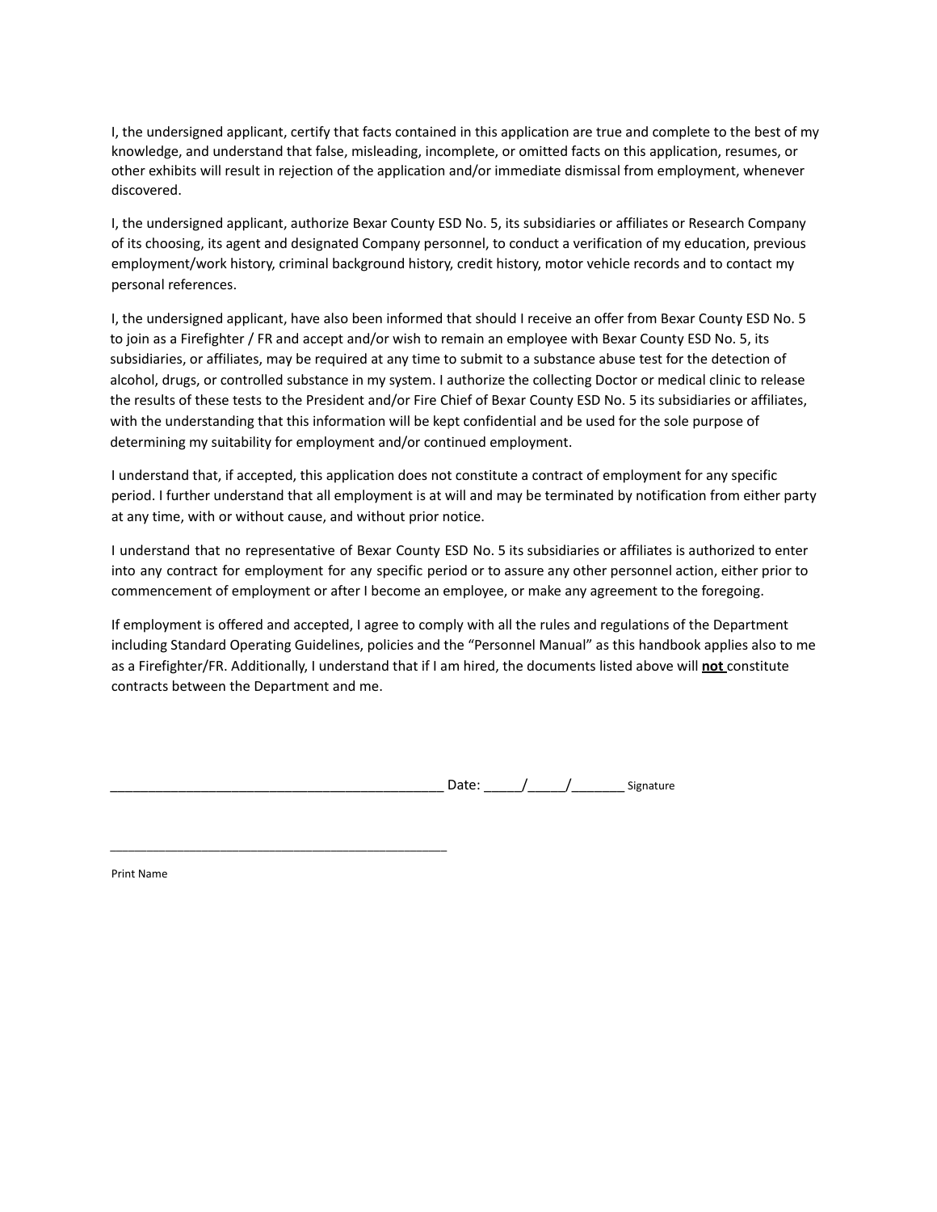I, the undersigned applicant, certify that facts contained in this application are true and complete to the best of my knowledge, and understand that false, misleading, incomplete, or omitted facts on this application, resumes, or other exhibits will result in rejection of the application and/or immediate dismissal from employment, whenever discovered.

I, the undersigned applicant, authorize Bexar County ESD No. 5, its subsidiaries or affiliates or Research Company of its choosing, its agent and designated Company personnel, to conduct a verification of my education, previous employment/work history, criminal background history, credit history, motor vehicle records and to contact my personal references.

I, the undersigned applicant, have also been informed that should I receive an offer from Bexar County ESD No. 5 to join as a Firefighter / FR and accept and/or wish to remain an employee with Bexar County ESD No. 5, its subsidiaries, or affiliates, may be required at any time to submit to a substance abuse test for the detection of alcohol, drugs, or controlled substance in my system. I authorize the collecting Doctor or medical clinic to release the results of these tests to the President and/or Fire Chief of Bexar County ESD No. 5 its subsidiaries or affiliates, with the understanding that this information will be kept confidential and be used for the sole purpose of determining my suitability for employment and/or continued employment.

I understand that, if accepted, this application does not constitute a contract of employment for any specific period. I further understand that all employment is at will and may be terminated by notification from either party at any time, with or without cause, and without prior notice.

I understand that no representative of Bexar County ESD No. 5 its subsidiaries or affiliates is authorized to enter into any contract for employment for any specific period or to assure any other personnel action, either prior to commencement of employment or after I become an employee, or make any agreement to the foregoing.

If employment is offered and accepted, I agree to comply with all the rules and regulations of the Department including Standard Operating Guidelines, policies and the "Personnel Manual" as this handbook applies also to me as a Firefighter/FR. Additionally, I understand that if I am hired, the documents listed above will **not** constitute contracts between the Department and me.

_____________________________________________ Date: _____/_____/_______ Signature

_____________________________________________

Print Name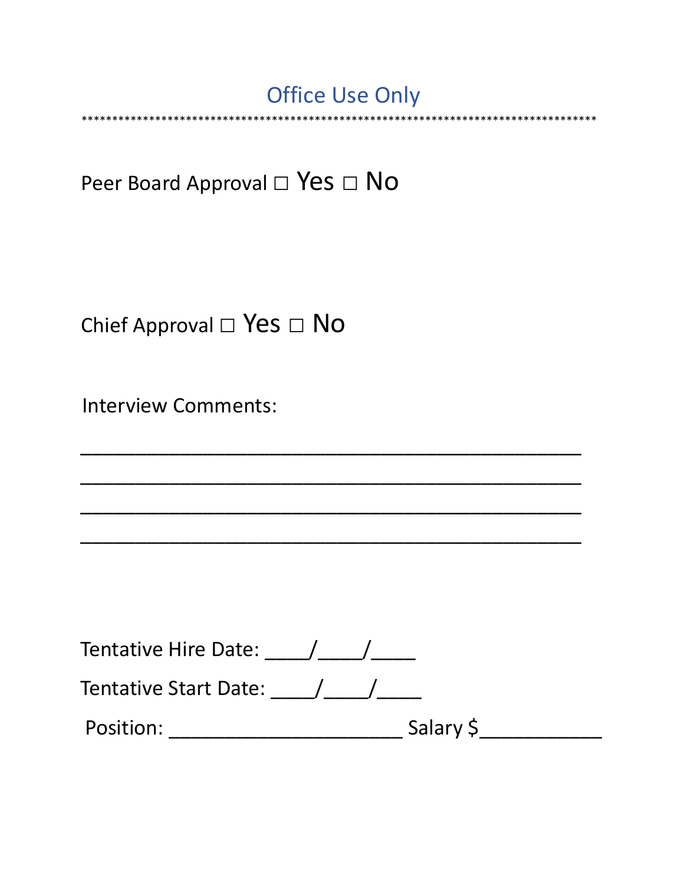## Office Use Only

************************************************************************************

Peer Board Approval □ Yes □ No

Chief Approval □ Yes □ No

Interview Comments:

______________________________________________

______________________________________________

______________________________________________

______________________________________________

Tentative Hire Date: ____/____/____

Tentative Start Date: ____/____/____

Position: _____________________ Salary $___________